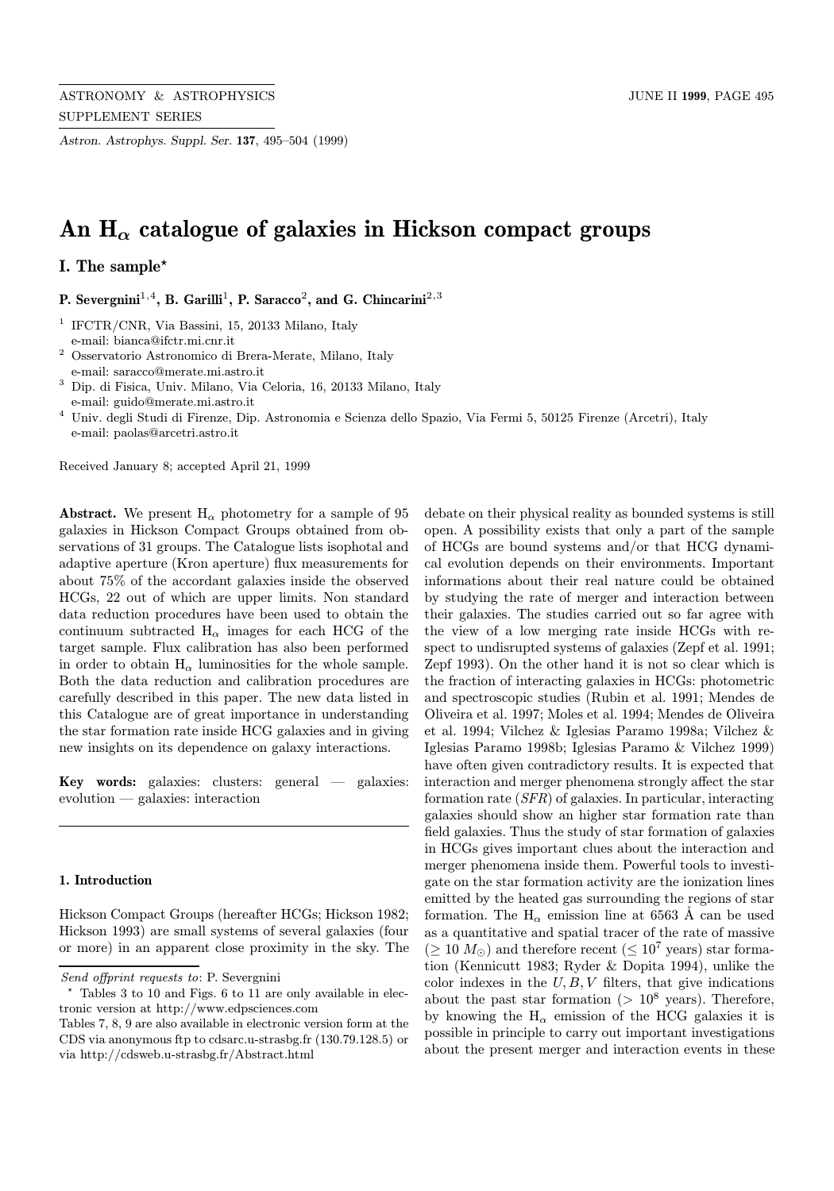# An $H_\alpha$ catalogue of galaxies in Hickson compact groups

## I. The sample*

**P. Severgnini[1,4], B. Garilli[1], P. Saracco[2], and G. Chincarini[2,3]**

[1] IFCTR/CNR, Via Bassini, 15, 20133 Milano, Italy
e-mail: bianca@ifctr.mi.cnr.it

[2] Osservatorio Astronomico di Brera-Merate, Milano, Italy
e-mail: saracco@merate.mi.astro.it

[3] Dip. di Fisica, Univ. Milano, Via Celoria, 16, 20133 Milano, Italy
e-mail: guido@merate.mi.astro.it

[4] Univ. degli Studi di Firenze, Dip. Astronomia e Scienza dello Spazio, Via Fermi 5, 50125 Firenze (Arcetri), Italy
e-mail: paolas@arcetri.astro.it

Received January 8; accepted April 21, 1999

**Abstract.** We present $H_\alpha$ photometry for a sample of 95 galaxies in Hickson Compact Groups obtained from observations of 31 groups. The Catalogue lists isophotal and adaptive aperture (Kron aperture) flux measurements for about 75% of the accordant galaxies inside the observed HCGs, 22 out of which are upper limits. Non standard data reduction procedures have been used to obtain the continuum subtracted $H_\alpha$ images for each HCG of the target sample. Flux calibration has also been performed in order to obtain $H_\alpha$ luminosities for the whole sample. Both the data reduction and calibration procedures are carefully described in this paper. The new data listed in this Catalogue are of great importance in understanding the star formation rate inside HCG galaxies and in giving new insights on its dependence on galaxy interactions.

**Key words:** galaxies: clusters: general — galaxies: evolution — galaxies: interaction

### 1. Introduction

Hickson Compact Groups (hereafter HCGs; Hickson 1982; Hickson 1993) are small systems of several galaxies (four or more) in an apparent close proximity in the sky. The debate on their physical reality as bounded systems is still open. A possibility exists that only a part of the sample of HCGs are bound systems and/or that HCG dynamical evolution depends on their environments. Important informations about their real nature could be obtained by studying the rate of merger and interaction between their galaxies. The studies carried out so far agree with the view of a low merging rate inside HCGs with respect to undisrupted systems of galaxies (Zepf et al. 1991; Zepf 1993). On the other hand it is not so clear which is the fraction of interacting galaxies in HCGs: photometric and spectroscopic studies (Rubin et al. 1991; Mendes de Oliveira et al. 1997; Moles et al. 1994; Mendes de Oliveira et al. 1994; Vilchez & Iglesias Paramo 1998a; Vilchez & Iglesias Paramo 1998b; Iglesias Paramo & Vilchez 1999) have often given contradictory results. It is expected that interaction and merger phenomena strongly affect the star formation rate (*SFR*) of galaxies. In particular, interacting galaxies should show an higher star formation rate than field galaxies. Thus the study of star formation of galaxies in HCGs gives important clues about the interaction and merger phenomena inside them. Powerful tools to investigate on the star formation activity are the ionization lines emitted by the heated gas surrounding the regions of star formation. The $H_\alpha$ emission line at 6563 Å can be used as a quantitative and spatial tracer of the rate of massive ($\geq 10\ M_\odot$) and therefore recent ($\leq 10^7$ years) star formation (Kennicutt 1983; Ryder & Dopita 1994), unlike the color indexes in the $U, B, V$ filters, that give indications about the past star formation ($> 10^8$ years). Therefore, by knowing the $H_\alpha$ emission of the HCG galaxies it is possible in principle to carry out important investigations about the present merger and interaction events in these

*Send offprint requests to*: P. Severgnini

\* Tables 3 to 10 and Figs. 6 to 11 are only available in electronic version at http://www.edpsciences.com

Tables 7, 8, 9 are also available in electronic version form at the CDS via anonymous ftp to cdsarc.u-strasbg.fr (130.79.128.5) or via http://cdsweb.u-strasbg.fr/Abstract.html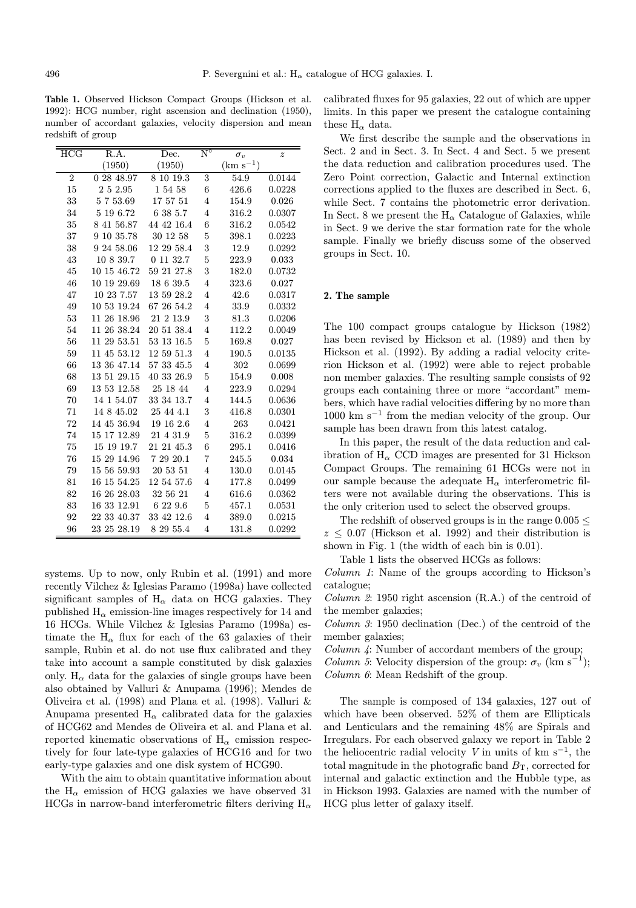**Table 1.** Observed Hickson Compact Groups (Hickson et al. 1992): HCG number, right ascension and declination (1950), number of accordant galaxies, velocity dispersion and mean redshift of group

| HCG | R.A. (1950) | Dec. (1950) | N° | $\sigma_v$ (km s$^{-1}$) | $z$ |
|---|---|---|---|---|---|
| 2 | 0 28 48.97 | 8 10 19.3 | 3 | 54.9 | 0.0144 |
| 15 | 2 5 2.95 | 1 54 58 | 6 | 426.6 | 0.0228 |
| 33 | 5 7 53.69 | 17 57 51 | 4 | 154.9 | 0.026 |
| 34 | 5 19 6.72 | 6 38 5.7 | 4 | 316.2 | 0.0307 |
| 35 | 8 41 56.87 | 44 42 16.4 | 6 | 316.2 | 0.0542 |
| 37 | 9 10 35.78 | 30 12 58 | 5 | 398.1 | 0.0223 |
| 38 | 9 24 58.06 | 12 29 58.4 | 3 | 12.9 | 0.0292 |
| 43 | 10 8 39.7 | 0 11 32.7 | 5 | 223.9 | 0.033 |
| 45 | 10 15 46.72 | 59 21 27.8 | 3 | 182.0 | 0.0732 |
| 46 | 10 19 29.69 | 18 6 39.5 | 4 | 323.6 | 0.027 |
| 47 | 10 23 7.57 | 13 59 28.2 | 4 | 42.6 | 0.0317 |
| 49 | 10 53 19.24 | 67 26 54.2 | 4 | 33.9 | 0.0332 |
| 53 | 11 26 18.96 | 21 2 13.9 | 3 | 81.3 | 0.0206 |
| 54 | 11 26 38.24 | 20 51 38.4 | 4 | 112.2 | 0.0049 |
| 56 | 11 29 53.51 | 53 13 16.5 | 5 | 169.8 | 0.027 |
| 59 | 11 45 53.12 | 12 59 51.3 | 4 | 190.5 | 0.0135 |
| 66 | 13 36 47.14 | 57 33 45.5 | 4 | 302 | 0.0699 |
| 68 | 13 51 29.15 | 40 33 26.9 | 5 | 154.9 | 0.008 |
| 69 | 13 53 12.58 | 25 18 44 | 4 | 223.9 | 0.0294 |
| 70 | 14 1 54.07 | 33 34 13.7 | 4 | 144.5 | 0.0636 |
| 71 | 14 8 45.02 | 25 44 4.1 | 3 | 416.8 | 0.0301 |
| 72 | 14 45 36.94 | 19 16 2.6 | 4 | 263 | 0.0421 |
| 74 | 15 17 12.89 | 21 4 31.9 | 5 | 316.2 | 0.0399 |
| 75 | 15 19 19.7 | 21 21 45.3 | 6 | 295.1 | 0.0416 |
| 76 | 15 29 14.96 | 7 29 20.1 | 7 | 245.5 | 0.034 |
| 79 | 15 56 59.93 | 20 53 51 | 4 | 130.0 | 0.0145 |
| 81 | 16 15 54.25 | 12 54 57.6 | 4 | 177.8 | 0.0499 |
| 82 | 16 26 28.03 | 32 56 21 | 4 | 616.6 | 0.0362 |
| 83 | 16 33 12.91 | 6 22 9.6 | 5 | 457.1 | 0.0531 |
| 92 | 22 33 40.37 | 33 42 12.6 | 4 | 389.0 | 0.0215 |
| 96 | 23 25 28.19 | 8 29 55.4 | 4 | 131.8 | 0.0292 |

systems. Up to now, only Rubin et al. (1991) and more recently Vilchez & Iglesias Paramo (1998a) have collected significant samples of $H_\alpha$ data on HCG galaxies. They published $H_\alpha$ emission-line images respectively for 14 and 16 HCGs. While Vilchez & Iglesias Paramo (1998a) estimate the $H_\alpha$ flux for each of the 63 galaxies of their sample, Rubin et al. do not use flux calibrated and they take into account a sample constituted by disk galaxies only. $H_\alpha$ data for the galaxies of single groups have been also obtained by Valluri & Anupama (1996); Mendes de Oliveira et al. (1998) and Plana et al. (1998). Valluri & Anupama presented $H_\alpha$ calibrated data for the galaxies of HCG62 and Mendes de Oliveira et al. and Plana et al. reported kinematic observations of $H_\alpha$ emission respectively for four late-type galaxies of HCG16 and for two early-type galaxies and one disk system of HCG90.

With the aim to obtain quantitative information about the $H_\alpha$ emission of HCG galaxies we have observed 31 HCGs in narrow-band interferometric filters deriving $H_\alpha$ calibrated fluxes for 95 galaxies, 22 out of which are upper limits. In this paper we present the catalogue containing these $H_\alpha$ data.

We first describe the sample and the observations in Sect. 2 and in Sect. 3. In Sect. 4 and Sect. 5 we present the data reduction and calibration procedures used. The Zero Point correction, Galactic and Internal extinction corrections applied to the fluxes are described in Sect. 6, while Sect. 7 contains the photometric error derivation. In Sect. 8 we present the $H_\alpha$ Catalogue of Galaxies, while in Sect. 9 we derive the star formation rate for the whole sample. Finally we briefly discuss some of the observed groups in Sect. 10.

## 2. The sample

The 100 compact groups catalogue by Hickson (1982) has been revised by Hickson et al. (1989) and then by Hickson et al. (1992). By adding a radial velocity criterion Hickson et al. (1992) were able to reject probable non member galaxies. The resulting sample consists of 92 groups each containing three or more "accordant" members, which have radial velocities differing by no more than 1000 km s$^{-1}$ from the median velocity of the group. Our sample has been drawn from this latest catalog.

In this paper, the result of the data reduction and calibration of $H_\alpha$ CCD images are presented for 31 Hickson Compact Groups. The remaining 61 HCGs were not in our sample because the adequate $H_\alpha$ interferometric filters were not available during the observations. This is the only criterion used to select the observed groups.

The redshift of observed groups is in the range $0.005 \leq z \leq 0.07$ (Hickson et al. 1992) and their distribution is shown in Fig. 1 (the width of each bin is 0.01).

Table 1 lists the observed HCGs as follows:

*Column 1*: Name of the groups according to Hickson's catalogue;
*Column 2*: 1950 right ascension (R.A.) of the centroid of the member galaxies;
*Column 3*: 1950 declination (Dec.) of the centroid of the member galaxies;
*Column 4*: Number of accordant members of the group;
*Column 5*: Velocity dispersion of the group: $\sigma_v$ (km s$^{-1}$);
*Column 6*: Mean Redshift of the group.

The sample is composed of 134 galaxies, 127 out of which have been observed. 52% of them are Ellipticals and Lenticulars and the remaining 48% are Spirals and Irregulars. For each observed galaxy we report in Table 2 the heliocentric radial velocity $V$ in units of km s$^{-1}$, the total magnitude in the photografic band $B_{\rm T}$, corrected for internal and galactic extinction and the Hubble type, as in Hickson 1993. Galaxies are named with the number of HCG plus letter of galaxy itself.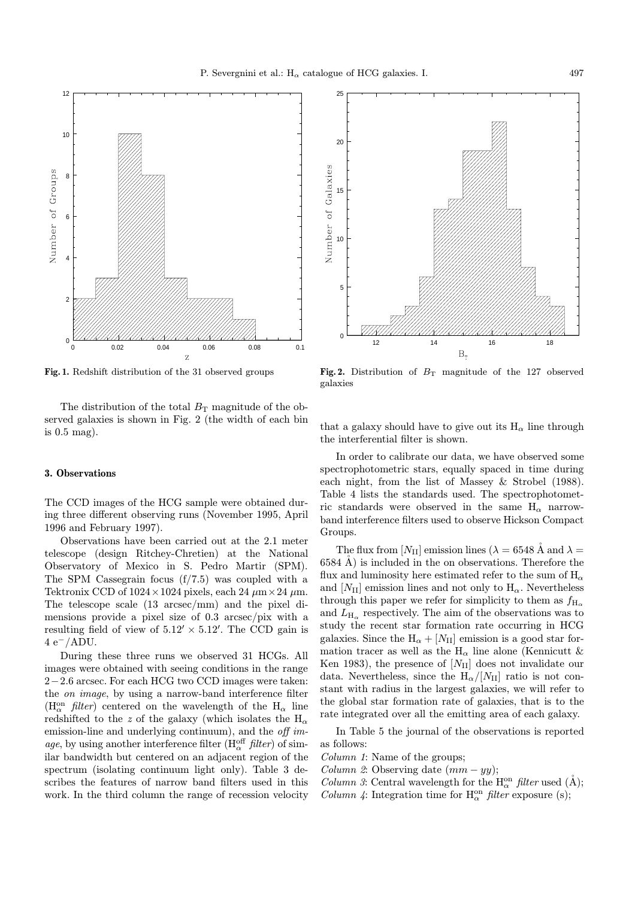**Fig. 1.** Redshift distribution of the 31 observed groups

**Fig. 2.** Distribution of $B_T$ magnitude of the 127 observed galaxies

The distribution of the total $B_T$ magnitude of the observed galaxies is shown in Fig. 2 (the width of each bin is 0.5 mag).

### 3. Observations

The CCD images of the HCG sample were obtained during three different observing runs (November 1995, April 1996 and February 1997).

Observations have been carried out at the 2.1 meter telescope (design Ritchey-Chretien) at the National Observatory of Mexico in S. Pedro Martir (SPM). The SPM Cassegrain focus (f/7.5) was coupled with a Tektronix CCD of $1024 \times 1024$ pixels, each $24\ \mu$m$\times 24\ \mu$m. The telescope scale (13 arcsec/mm) and the pixel dimensions provide a pixel size of 0.3 arcsec/pix with a resulting field of view of $5.12' \times 5.12'$. The CCD gain is 4 e$^-$/ADU.

During these three runs we observed 31 HCGs. All images were obtained with seeing conditions in the range $2-2.6$ arcsec. For each HCG two CCD images were taken: the *on image*, by using a narrow-band interference filter ($H_\alpha^{on}$ *filter*) centered on the wavelength of the $H_\alpha$ line redshifted to the $z$ of the galaxy (which isolates the $H_\alpha$ emission-line and underlying continuum), and the *off image*, by using another interference filter ($H_\alpha^{off}$ *filter*) of similar bandwidth but centered on an adjacent region of the spectrum (isolating continuum light only). Table 3 describes the features of narrow band filters used in this work. In the third column the range of recession velocity that a galaxy should have to give out its $H_\alpha$ line through the interferential filter is shown.

In order to calibrate our data, we have observed some spectrophotometric stars, equally spaced in time during each night, from the list of Massey & Strobel (1988). Table 4 lists the standards used. The spectrophotometric standards were observed in the same $H_\alpha$ narrow-band interference filters used to observe Hickson Compact Groups.

The flux from [$N_{II}$] emission lines ($\lambda = 6548$ Å and $\lambda = 6584$ Å) is included in the on observations. Therefore the flux and luminosity here estimated refer to the sum of $H_\alpha$ and [$N_{II}$] emission lines and not only to $H_\alpha$. Nevertheless through this paper we refer for simplicity to them as $f_{H_\alpha}$ and $L_{H_\alpha}$ respectively. The aim of the observations was to study the recent star formation rate occurring in HCG galaxies. Since the $H_\alpha +$ [$N_{II}$] emission is a good star formation tracer as well as the $H_\alpha$ line alone (Kennicutt & Ken 1983), the presence of [$N_{II}$] does not invalidate our data. Nevertheless, since the $H_\alpha$/[$N_{II}$] ratio is not constant with radius in the largest galaxies, we will refer to the global star formation rate of galaxies, that is to the rate integrated over all the emitting area of each galaxy.

In Table 5 the journal of the observations is reported as follows:

*Column 1*: Name of the groups;
*Column 2*: Observing date ($mm - yy$);
*Column 3*: Central wavelength for the $H_\alpha^{on}$ *filter* used (Å);
*Column 4*: Integration time for $H_\alpha^{on}$ *filter* exposure (s);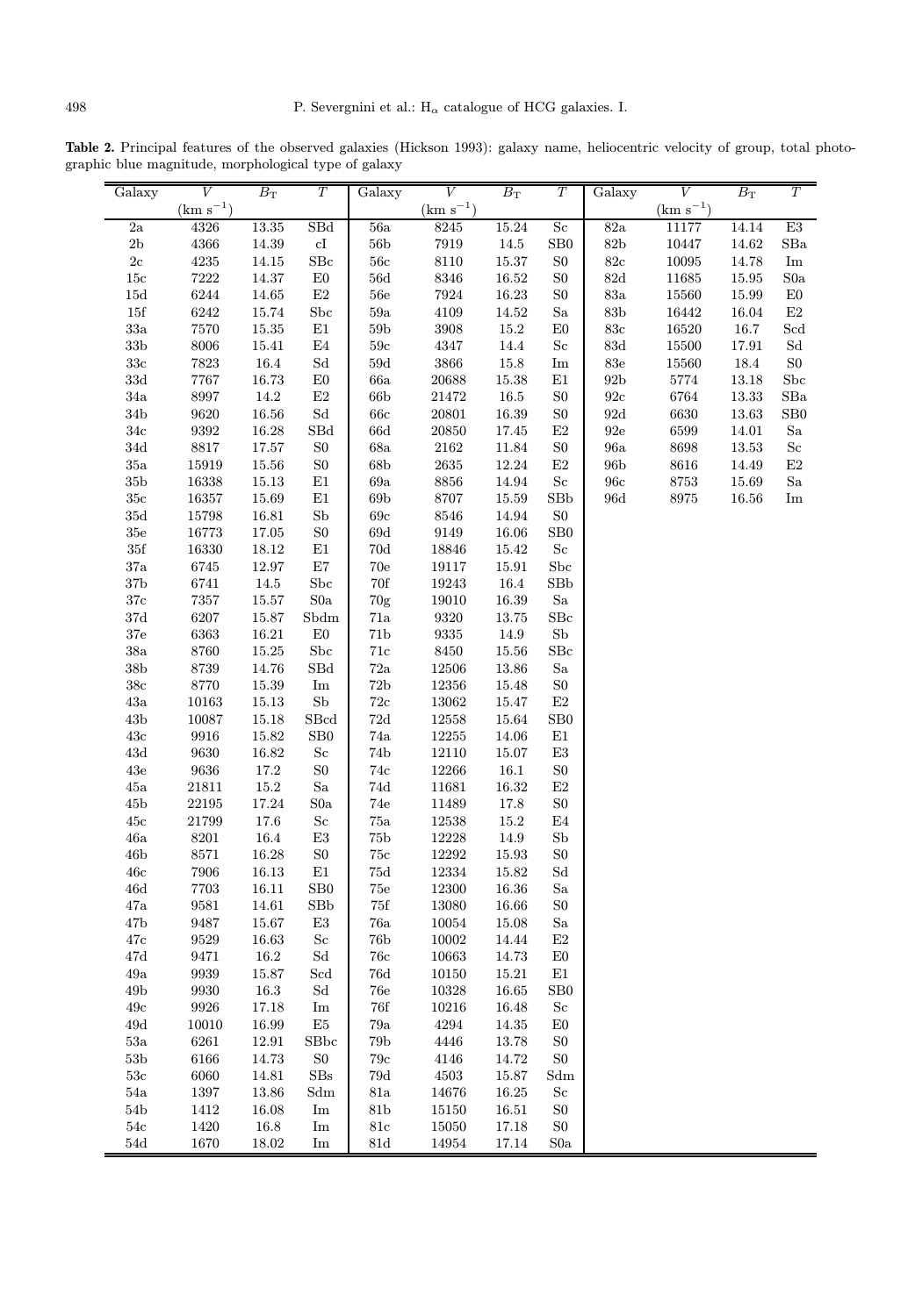**Table 2.** Principal features of the observed galaxies (Hickson 1993): galaxy name, heliocentric velocity of group, total photographic blue magnitude, morphological type of galaxy

| Galaxy | $V$ (km s$^{-1}$) | $B_{\rm T}$ | $T$ | Galaxy | $V$ (km s$^{-1}$) | $B_{\rm T}$ | $T$ | Galaxy | $V$ (km s$^{-1}$) | $B_{\rm T}$ | $T$ |
|---|---|---|---|---|---|---|---|---|---|---|---|
| 2a | 4326 | 13.35 | SBd | 56a | 8245 | 15.24 | Sc | 82a | 11177 | 14.14 | E3 |
| 2b | 4366 | 14.39 | cI | 56b | 7919 | 14.5 | SB0 | 82b | 10447 | 14.62 | SBa |
| 2c | 4235 | 14.15 | SBc | 56c | 8110 | 15.37 | S0 | 82c | 10095 | 14.78 | Im |
| 15c | 7222 | 14.37 | E0 | 56d | 8346 | 16.52 | S0 | 82d | 11685 | 15.95 | S0a |
| 15d | 6244 | 14.65 | E2 | 56e | 7924 | 16.23 | S0 | 83a | 15560 | 15.99 | E0 |
| 15f | 6242 | 15.74 | Sbc | 59a | 4109 | 14.52 | Sa | 83b | 16442 | 16.04 | E2 |
| 33a | 7570 | 15.35 | E1 | 59b | 3908 | 15.2 | E0 | 83c | 16520 | 16.7 | Scd |
| 33b | 8006 | 15.41 | E4 | 59c | 4347 | 14.4 | Sc | 83d | 15500 | 17.91 | Sd |
| 33c | 7823 | 16.4 | Sd | 59d | 3866 | 15.8 | Im | 83e | 15560 | 18.4 | S0 |
| 33d | 7767 | 16.73 | E0 | 66a | 20688 | 15.38 | E1 | 92b | 5774 | 13.18 | Sbc |
| 34a | 8997 | 14.2 | E2 | 66b | 21472 | 16.5 | S0 | 92c | 6764 | 13.33 | SBa |
| 34b | 9620 | 16.56 | Sd | 66c | 20801 | 16.39 | S0 | 92d | 6630 | 13.63 | SB0 |
| 34c | 9392 | 16.28 | SBd | 66d | 20850 | 17.45 | E2 | 92e | 6599 | 14.01 | Sa |
| 34d | 8817 | 17.57 | S0 | 68a | 2162 | 11.84 | S0 | 96a | 8698 | 13.53 | Sc |
| 35a | 15919 | 15.56 | S0 | 68b | 2635 | 12.24 | E2 | 96b | 8616 | 14.49 | E2 |
| 35b | 16338 | 15.13 | E1 | 69a | 8856 | 14.94 | Sc | 96c | 8753 | 15.69 | Sa |
| 35c | 16357 | 15.69 | E1 | 69b | 8707 | 15.59 | SBb | 96d | 8975 | 16.56 | Im |
| 35d | 15798 | 16.81 | Sb | 69c | 8546 | 14.94 | S0 | | | | |
| 35e | 16773 | 17.05 | S0 | 69d | 9149 | 16.06 | SB0 | | | | |
| 35f | 16330 | 18.12 | E1 | 70d | 18846 | 15.42 | Sc | | | | |
| 37a | 6745 | 12.97 | E7 | 70e | 19117 | 15.91 | Sbc | | | | |
| 37b | 6741 | 14.5 | Sbc | 70f | 19243 | 16.4 | SBb | | | | |
| 37c | 7357 | 15.57 | S0a | 70g | 19010 | 16.39 | Sa | | | | |
| 37d | 6207 | 15.87 | Sbdm | 71a | 9320 | 13.75 | SBc | | | | |
| 37e | 6363 | 16.21 | E0 | 71b | 9335 | 14.9 | Sb | | | | |
| 38a | 8760 | 15.25 | Sbc | 71c | 8450 | 15.56 | SBc | | | | |
| 38b | 8739 | 14.76 | SBd | 72a | 12506 | 13.86 | Sa | | | | |
| 38c | 8770 | 15.39 | Im | 72b | 12356 | 15.48 | S0 | | | | |
| 43a | 10163 | 15.13 | Sb | 72c | 13062 | 15.47 | E2 | | | | |
| 43b | 10087 | 15.18 | SBcd | 72d | 12558 | 15.64 | SB0 | | | | |
| 43c | 9916 | 15.82 | SB0 | 74a | 12255 | 14.06 | E1 | | | | |
| 43d | 9630 | 16.82 | Sc | 74b | 12110 | 15.07 | E3 | | | | |
| 43e | 9636 | 17.2 | S0 | 74c | 12266 | 16.1 | S0 | | | | |
| 45a | 21811 | 15.2 | Sa | 74d | 11681 | 16.32 | E2 | | | | |
| 45b | 22195 | 17.24 | S0a | 74e | 11489 | 17.8 | S0 | | | | |
| 45c | 21799 | 17.6 | Sc | 75a | 12538 | 15.2 | E4 | | | | |
| 46a | 8201 | 16.4 | E3 | 75b | 12228 | 14.9 | Sb | | | | |
| 46b | 8571 | 16.28 | S0 | 75c | 12292 | 15.93 | S0 | | | | |
| 46c | 7906 | 16.13 | E1 | 75d | 12334 | 15.82 | Sd | | | | |
| 46d | 7703 | 16.11 | SB0 | 75e | 12300 | 16.36 | Sa | | | | |
| 47a | 9581 | 14.61 | SBb | 75f | 13080 | 16.66 | S0 | | | | |
| 47b | 9487 | 15.67 | E3 | 76a | 10054 | 15.08 | Sa | | | | |
| 47c | 9529 | 16.63 | Sc | 76b | 10002 | 14.44 | E2 | | | | |
| 47d | 9471 | 16.2 | Sd | 76c | 10663 | 14.73 | E0 | | | | |
| 49a | 9939 | 15.87 | Scd | 76d | 10150 | 15.21 | E1 | | | | |
| 49b | 9930 | 16.3 | Sd | 76e | 10328 | 16.65 | SB0 | | | | |
| 49c | 9926 | 17.18 | Im | 76f | 10216 | 16.48 | Sc | | | | |
| 49d | 10010 | 16.99 | E5 | 79a | 4294 | 14.35 | E0 | | | | |
| 53a | 6261 | 12.91 | SBbc | 79b | 4446 | 13.78 | S0 | | | | |
| 53b | 6166 | 14.73 | S0 | 79c | 4146 | 14.72 | S0 | | | | |
| 53c | 6060 | 14.81 | SBs | 79d | 4503 | 15.87 | Sdm | | | | |
| 54a | 1397 | 13.86 | Sdm | 81a | 14676 | 16.25 | Sc | | | | |
| 54b | 1412 | 16.08 | Im | 81b | 15150 | 16.51 | S0 | | | | |
| 54c | 1420 | 16.8 | Im | 81c | 15050 | 17.18 | S0 | | | | |
| 54d | 1670 | 18.02 | Im | 81d | 14954 | 17.14 | S0a | | | | |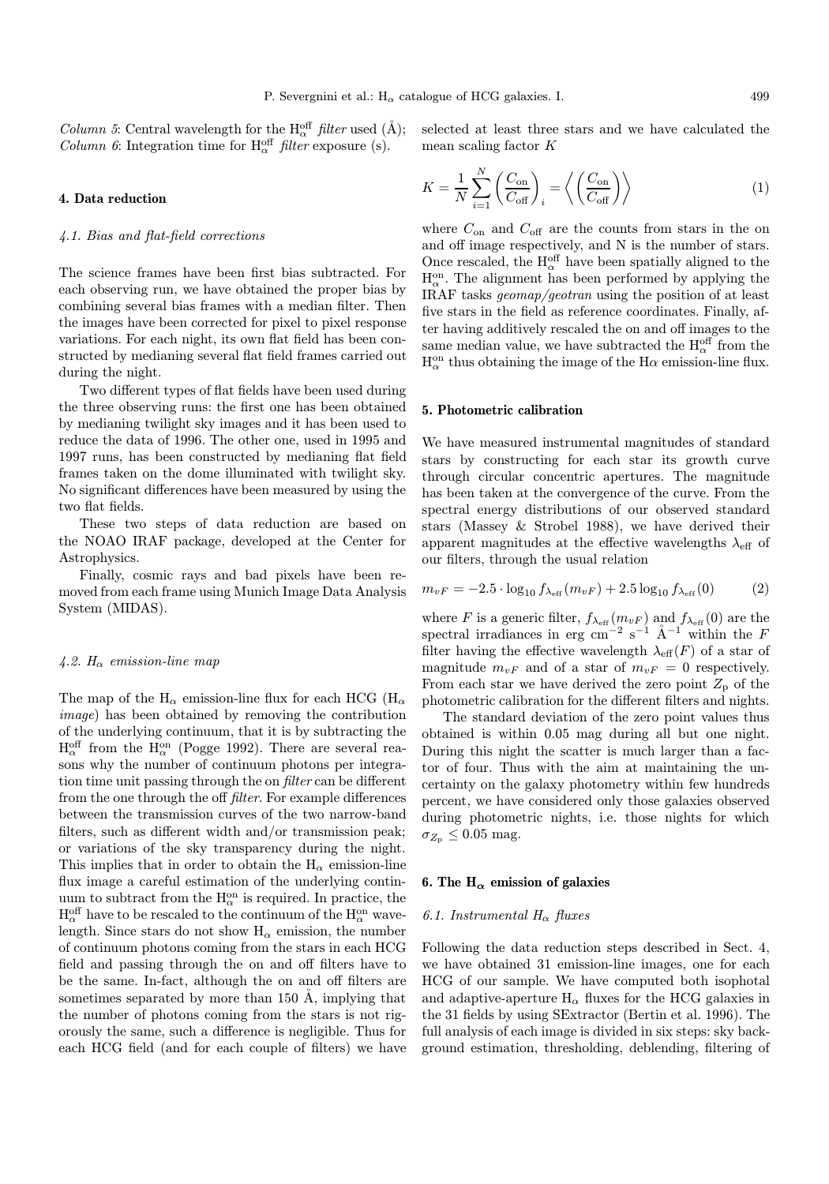*Column 5*: Central wavelength for the $H_\alpha^{\rm off}$ *filter* used (Å);
*Column 6*: Integration time for $H_\alpha^{\rm off}$ *filter* exposure (s).

## 4. Data reduction

### 4.1. Bias and flat-field corrections

The science frames have been first bias subtracted. For each observing run, we have obtained the proper bias by combining several bias frames with a median filter. Then the images have been corrected for pixel to pixel response variations. For each night, its own flat field has been constructed by medianing several flat field frames carried out during the night.

Two different types of flat fields have been used during the three observing runs: the first one has been obtained by medianing twilight sky images and it has been used to reduce the data of 1996. The other one, used in 1995 and 1997 runs, has been constructed by medianing flat field frames taken on the dome illuminated with twilight sky. No significant differences have been measured by using the two flat fields.

These two steps of data reduction are based on the NOAO IRAF package, developed at the Center for Astrophysics.

Finally, cosmic rays and bad pixels have been removed from each frame using Munich Image Data Analysis System (MIDAS).

### 4.2. $H_\alpha$ emission-line map

The map of the $H_\alpha$ emission-line flux for each HCG ($H_\alpha$ *image*) has been obtained by removing the contribution of the underlying continuum, that it is by subtracting the $H_\alpha^{\rm off}$ from the $H_\alpha^{\rm on}$ (Pogge 1992). There are several reasons why the number of continuum photons per integration time unit passing through the on *filter* can be different from the one through the off *filter*. For example differences between the transmission curves of the two narrow-band filters, such as different width and/or transmission peak; or variations of the sky transparency during the night. This implies that in order to obtain the $H_\alpha$ emission-line flux image a careful estimation of the underlying continuum to subtract from the $H_\alpha^{\rm on}$ is required. In practice, the $H_\alpha^{\rm off}$ have to be rescaled to the continuum of the $H_\alpha^{\rm on}$ wavelength. Since stars do not show $H_\alpha$ emission, the number of continuum photons coming from the stars in each HCG field and passing through the on and off filters have to be the same. In-fact, although the on and off filters are sometimes separated by more than 150 Å, implying that the number of photons coming from the stars is not rigorously the same, such a difference is negligible. Thus for each HCG field (and for each couple of filters) we have selected at least three stars and we have calculated the mean scaling factor $K$

$$K = \frac{1}{N}\sum_{i=1}^{N}\left(\frac{C_{\rm on}}{C_{\rm off}}\right)_i = \left\langle\left(\frac{C_{\rm on}}{C_{\rm off}}\right)\right\rangle \tag{1}$$

where $C_{\rm on}$ and $C_{\rm off}$ are the counts from stars in the on and off image respectively, and N is the number of stars. Once rescaled, the $H_\alpha^{\rm off}$ have been spatially aligned to the $H_\alpha^{\rm on}$. The alignment has been performed by applying the IRAF tasks *geomap/geotran* using the position of at least five stars in the field as reference coordinates. Finally, after having additively rescaled the on and off images to the same median value, we have subtracted the $H_\alpha^{\rm off}$ from the $H_\alpha^{\rm on}$ thus obtaining the image of the H$\alpha$ emission-line flux.

## 5. Photometric calibration

We have measured instrumental magnitudes of standard stars by constructing for each star its growth curve through circular concentric apertures. The magnitude has been taken at the convergence of the curve. From the spectral energy distributions of our observed standard stars (Massey & Strobel 1988), we have derived their apparent magnitudes at the effective wavelengths $\lambda_{\rm eff}$ of our filters, through the usual relation

$$m_{vF} = -2.5\cdot\log_{10} f_{\lambda_{\rm eff}}(m_{vF}) + 2.5\log_{10} f_{\lambda_{\rm eff}}(0) \tag{2}$$

where $F$ is a generic filter, $f_{\lambda_{\rm eff}}(m_{vF})$ and $f_{\lambda_{\rm eff}}(0)$ are the spectral irradiances in erg cm$^{-2}$ s$^{-1}$ Å$^{-1}$ within the $F$ filter having the effective wavelength $\lambda_{\rm eff}(F)$ of a star of magnitude $m_{vF}$ and of a star of $m_{vF} = 0$ respectively. From each star we have derived the zero point $Z_{\rm p}$ of the photometric calibration for the different filters and nights.

The standard deviation of the zero point values thus obtained is within 0.05 mag during all but one night. During this night the scatter is much larger than a factor of four. Thus with the aim at maintaining the uncertainty on the galaxy photometry within few hundreds percent, we have considered only those galaxies observed during photometric nights, i.e. those nights for which $\sigma_{Z_{\rm p}} \leq 0.05$ mag.

## 6. The $H_\alpha$ emission of galaxies

### 6.1. Instrumental $H_\alpha$ fluxes

Following the data reduction steps described in Sect. 4, we have obtained 31 emission-line images, one for each HCG of our sample. We have computed both isophotal and adaptive-aperture $H_\alpha$ fluxes for the HCG galaxies in the 31 fields by using SExtractor (Bertin et al. 1996). The full analysis of each image is divided in six steps: sky background estimation, thresholding, deblending, filtering of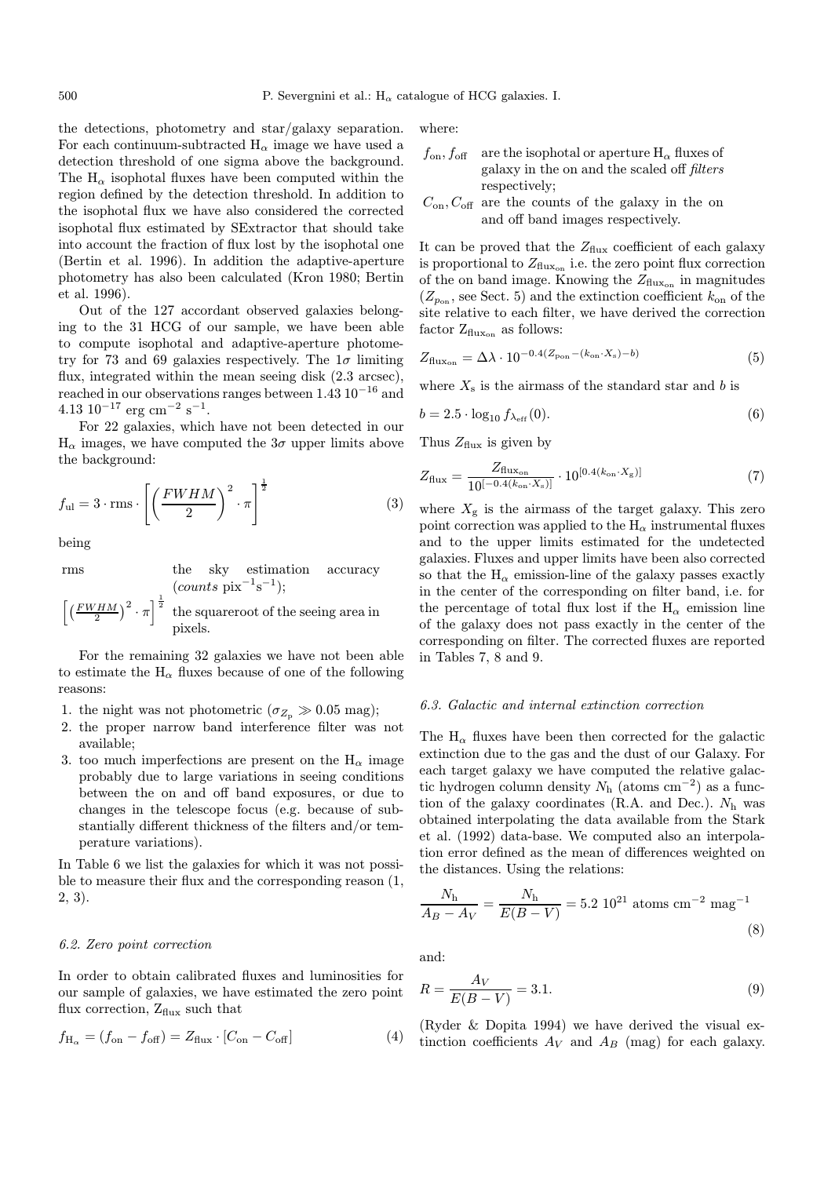the detections, photometry and star/galaxy separation. For each continuum-subtracted $H_\alpha$ image we have used a detection threshold of one sigma above the background. The $H_\alpha$ isophotal fluxes have been computed within the region defined by the detection threshold. In addition to the isophotal flux we have also considered the corrected isophotal flux estimated by SExtractor that should take into account the fraction of flux lost by the isophotal one (Bertin et al. 1996). In addition the adaptive-aperture photometry has also been calculated (Kron 1980; Bertin et al. 1996).

Out of the 127 accordant observed galaxies belonging to the 31 HCG of our sample, we have been able to compute isophotal and adaptive-aperture photometry for 73 and 69 galaxies respectively. The $1\sigma$ limiting flux, integrated within the mean seeing disk (2.3 arcsec), reached in our observations ranges between $1.43\ 10^{-16}$ and $4.13\ 10^{-17}$ erg cm$^{-2}$ s$^{-1}$.

For 22 galaxies, which have not been detected in our $H_\alpha$ images, we have computed the $3\sigma$ upper limits above the background:

$$f_{\rm ul} = 3 \cdot {\rm rms} \cdot \left[ \left( \frac{FWHM}{2} \right)^2 \cdot \pi \right]^{\frac{1}{2}} \tag{3}$$

being

rms — the sky estimation accuracy (*counts* pix$^{-1}$s$^{-1}$);

$\left[ \left( \frac{FWHM}{2} \right)^2 \cdot \pi \right]^{\frac{1}{2}}$ — the squareroot of the seeing area in pixels.

For the remaining 32 galaxies we have not been able to estimate the $H_\alpha$ fluxes because of one of the following reasons:

1. the night was not photometric ($\sigma_{Z_{\rm p}} \gg 0.05$ mag);
2. the proper narrow band interference filter was not available;
3. too much imperfections are present on the $H_\alpha$ image probably due to large variations in seeing conditions between the on and off band exposures, or due to changes in the telescope focus (e.g. because of substantially different thickness of the filters and/or temperature variations).

In Table 6 we list the galaxies for which it was not possible to measure their flux and the corresponding reason (1, 2, 3).

### 6.2. Zero point correction

In order to obtain calibrated fluxes and luminosities for our sample of galaxies, we have estimated the zero point flux correction, $Z_{\rm flux}$ such that

$$f_{H_\alpha} = (f_{\rm on} - f_{\rm off}) = Z_{\rm flux} \cdot [C_{\rm on} - C_{\rm off}] \tag{4}$$

where:

$f_{\rm on}, f_{\rm off}$ — are the isophotal or aperture $H_\alpha$ fluxes of galaxy in the on and the scaled off *filters* respectively;

$C_{\rm on}, C_{\rm off}$ — are the counts of the galaxy in the on and off band images respectively.

It can be proved that the $Z_{\rm flux}$ coefficient of each galaxy is proportional to $Z_{\rm flux_{on}}$ i.e. the zero point flux correction of the on band image. Knowing the $Z_{\rm flux_{on}}$ in magnitudes ($Z_{p_{\rm on}}$, see Sect. 5) and the extinction coefficient $k_{\rm on}$ of the site relative to each filter, we have derived the correction factor $Z_{\rm flux_{on}}$ as follows:

$$Z_{\rm flux_{on}} = \Delta\lambda \cdot 10^{-0.4(Z_{p_{\rm on}} - (k_{\rm on} \cdot X_{\rm s}) - b)} \tag{5}$$

where $X_{\rm s}$ is the airmass of the standard star and $b$ is

$$b = 2.5 \cdot \log_{10} f_{\lambda_{\rm eff}}(0). \tag{6}$$

Thus $Z_{\rm flux}$ is given by

$$Z_{\rm flux} = \frac{Z_{\rm flux_{on}}}{10^{[-0.4(k_{\rm on} \cdot X_{\rm s})]}} \cdot 10^{[0.4(k_{\rm on} \cdot X_{\rm g})]} \tag{7}$$

where $X_{\rm g}$ is the airmass of the target galaxy. This zero point correction was applied to the $H_\alpha$ instrumental fluxes and to the upper limits estimated for the undetected galaxies. Fluxes and upper limits have been also corrected so that the $H_\alpha$ emission-line of the galaxy passes exactly in the center of the corresponding on filter band, i.e. for the percentage of total flux lost if the $H_\alpha$ emission line of the galaxy does not pass exactly in the center of the corresponding on filter. The corrected fluxes are reported in Tables 7, 8 and 9.

### 6.3. Galactic and internal extinction correction

The $H_\alpha$ fluxes have been then corrected for the galactic extinction due to the gas and the dust of our Galaxy. For each target galaxy we have computed the relative galactic hydrogen column density $N_{\rm h}$ (atoms cm$^{-2}$) as a function of the galaxy coordinates (R.A. and Dec.). $N_{\rm h}$ was obtained interpolating the data available from the Stark et al. (1992) data-base. We computed also an interpolation error defined as the mean of differences weighted on the distances. Using the relations:

$$\frac{N_{\rm h}}{A_B - A_V} = \frac{N_{\rm h}}{E(B-V)} = 5.2\ 10^{21} \text{ atoms cm}^{-2} \text{ mag}^{-1} \tag{8}$$

and:

$$R = \frac{A_V}{E(B-V)} = 3.1. \tag{9}$$

(Ryder & Dopita 1994) we have derived the visual extinction coefficients $A_V$ and $A_B$ (mag) for each galaxy.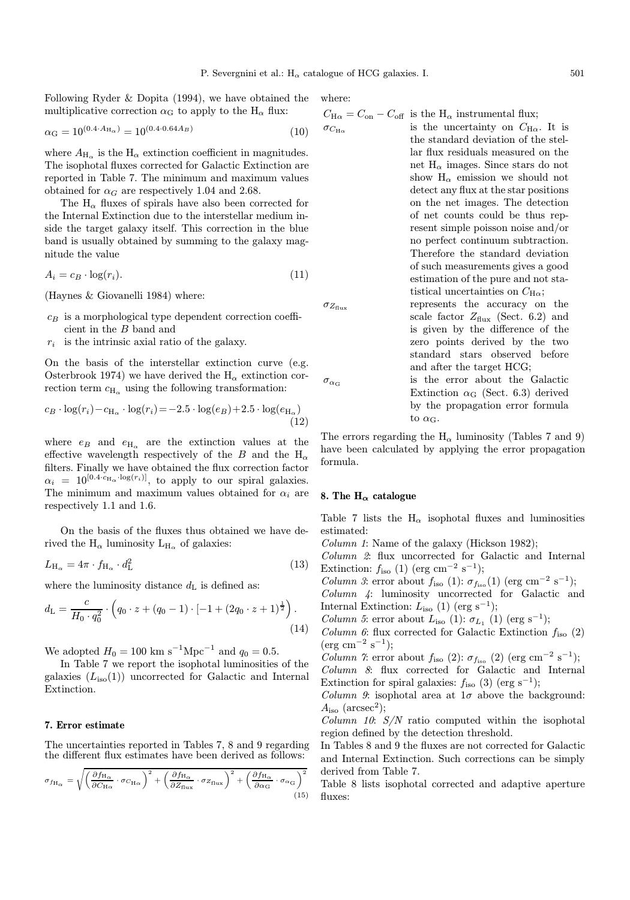Following Ryder & Dopita (1994), we have obtained the multiplicative correction $\alpha_G$ to apply to the $H_\alpha$ flux:

$$\alpha_{\rm G} = 10^{(0.4 \cdot A_{\rm H_\alpha})} = 10^{(0.4 \cdot 0.64 A_B)} \tag{10}$$

where $A_{H_\alpha}$ is the $H_\alpha$ extinction coefficient in magnitudes. The isophotal fluxes corrected for Galactic Extinction are reported in Table 7. The minimum and maximum values obtained for $\alpha_G$ are respectively 1.04 and 2.68.

The $H_\alpha$ fluxes of spirals have also been corrected for the Internal Extinction due to the interstellar medium inside the target galaxy itself. This correction in the blue band is usually obtained by summing to the galaxy magnitude the value

$$A_i = c_B \cdot \log(r_i). \tag{11}$$

(Haynes & Giovanelli 1984) where:

- $c_B$ is a morphological type dependent correction coefficient in the $B$ band and
- $r_i$ is the intrinsic axial ratio of the galaxy.

On the basis of the interstellar extinction curve (e.g. Osterbrook 1974) we have derived the $H_\alpha$ extinction correction term $c_{H_\alpha}$ using the following transformation:

$$c_B \cdot \log(r_i) - c_{\rm H_\alpha} \cdot \log(r_i) = -2.5 \cdot \log(e_B) + 2.5 \cdot \log(e_{\rm H_\alpha}) \tag{12}$$

where $e_B$ and $e_{H_\alpha}$ are the extinction values at the effective wavelength respectively of the $B$ and the $H_\alpha$ filters. Finally we have obtained the flux correction factor $\alpha_i = 10^{[0.4 \cdot c_{\rm H_\alpha} \cdot \log(r_i)]}$, to apply to our spiral galaxies. The minimum and maximum values obtained for $\alpha_i$ are respectively 1.1 and 1.6.

On the basis of the fluxes thus obtained we have derived the $H_\alpha$ luminosity $L_{H_\alpha}$ of galaxies:

$$L_{\rm H_\alpha} = 4\pi \cdot f_{\rm H_\alpha} \cdot d_{\rm L}^2 \tag{13}$$

where the luminosity distance $d_L$ is defined as:

$$d_{\rm L} = \frac{c}{H_0 \cdot q_0^2} \cdot \left( q_0 \cdot z + (q_0 - 1) \cdot [-1 + (2q_0 \cdot z + 1)^{\frac{1}{2}} \right). \tag{14}$$

We adopted $H_0 = 100$ km s$^{-1}$Mpc$^{-1}$ and $q_0 = 0.5$.

In Table 7 we report the isophotal luminosities of the galaxies ($L_{\rm iso}(1)$) uncorrected for Galactic and Internal Extinction.

## 7. Error estimate

The uncertainties reported in Tables 7, 8 and 9 regarding the different flux estimates have been derived as follows:

$$\sigma_{f_{\rm H_\alpha}} = \sqrt{\left(\frac{\partial f_{\rm H_\alpha}}{\partial C_{\rm H\alpha}} \cdot \sigma_{C_{\rm H\alpha}}\right)^2 + \left(\frac{\partial f_{\rm H_\alpha}}{\partial Z_{\rm flux}} \cdot \sigma_{Z_{\rm flux}}\right)^2 + \left(\frac{\partial f_{\rm H_\alpha}}{\partial \alpha_{\rm G}} \cdot \sigma_{\alpha_{\rm G}}\right)^2} \tag{15}$$

where:

- $C_{H\alpha} = C_{\rm on} - C_{\rm off}$ is the $H_\alpha$ instrumental flux;
- $\sigma_{C_{H\alpha}}$ is the uncertainty on $C_{H\alpha}$. It is the standard deviation of the stellar flux residuals measured on the net $H_\alpha$ images. Since stars do not show $H_\alpha$ emission we should not detect any flux at the star positions on the net images. The detection of net counts could be thus represent simple poisson noise and/or no perfect continuum subtraction. Therefore the standard deviation of such measurements gives a good estimation of the pure and not statistical uncertainties on $C_{H\alpha}$;
- $\sigma_{Z_{\rm flux}}$ represents the accuracy on the scale factor $Z_{\rm flux}$ (Sect. 6.2) and is given by the difference of the zero points derived by the two standard stars observed before and after the target HCG;
- $\sigma_{\alpha_G}$ is the error about the Galactic Extinction $\alpha_G$ (Sect. 6.3) derived by the propagation error formula to $\alpha_G$.

The errors regarding the $H_\alpha$ luminosity (Tables 7 and 9) have been calculated by applying the error propagation formula.

## 8. The $H_\alpha$ catalogue

Table 7 lists the $H_\alpha$ isophotal fluxes and luminosities estimated:

*Column 1*: Name of the galaxy (Hickson 1982);
*Column 2*: flux uncorrected for Galactic and Internal Extinction: $f_{\rm iso}$ (1) (erg cm$^{-2}$ s$^{-1}$);
*Column 3*: error about $f_{\rm iso}$ (1): $\sigma_{f_{\rm iso}}(1)$ (erg cm$^{-2}$ s$^{-1}$);
*Column 4*: luminosity uncorrected for Galactic and Internal Extinction: $L_{\rm iso}$ (1) (erg s$^{-1}$);
*Column 5*: error about $L_{\rm iso}$ (1): $\sigma_{L_1}$ (1) (erg s$^{-1}$);
*Column 6*: flux corrected for Galactic Extinction $f_{\rm iso}$ (2) (erg cm$^{-2}$ s$^{-1}$);
*Column 7*: error about $f_{\rm iso}$ (2): $\sigma_{f_{\rm iso}}$ (2) (erg cm$^{-2}$ s$^{-1}$);
*Column 8*: flux corrected for Galactic and Internal Extinction for spiral galaxies: $f_{\rm iso}$ (3) (erg s$^{-1}$);
*Column 9*: isophotal area at $1\sigma$ above the background: $A_{\rm iso}$ (arcsec$^2$);
*Column 10*: $S/N$ ratio computed within the isophotal region defined by the detection threshold.

In Tables 8 and 9 the fluxes are not corrected for Galactic and Internal Extinction. Such corrections can be simply derived from Table 7.

Table 8 lists isophotal corrected and adaptive aperture fluxes: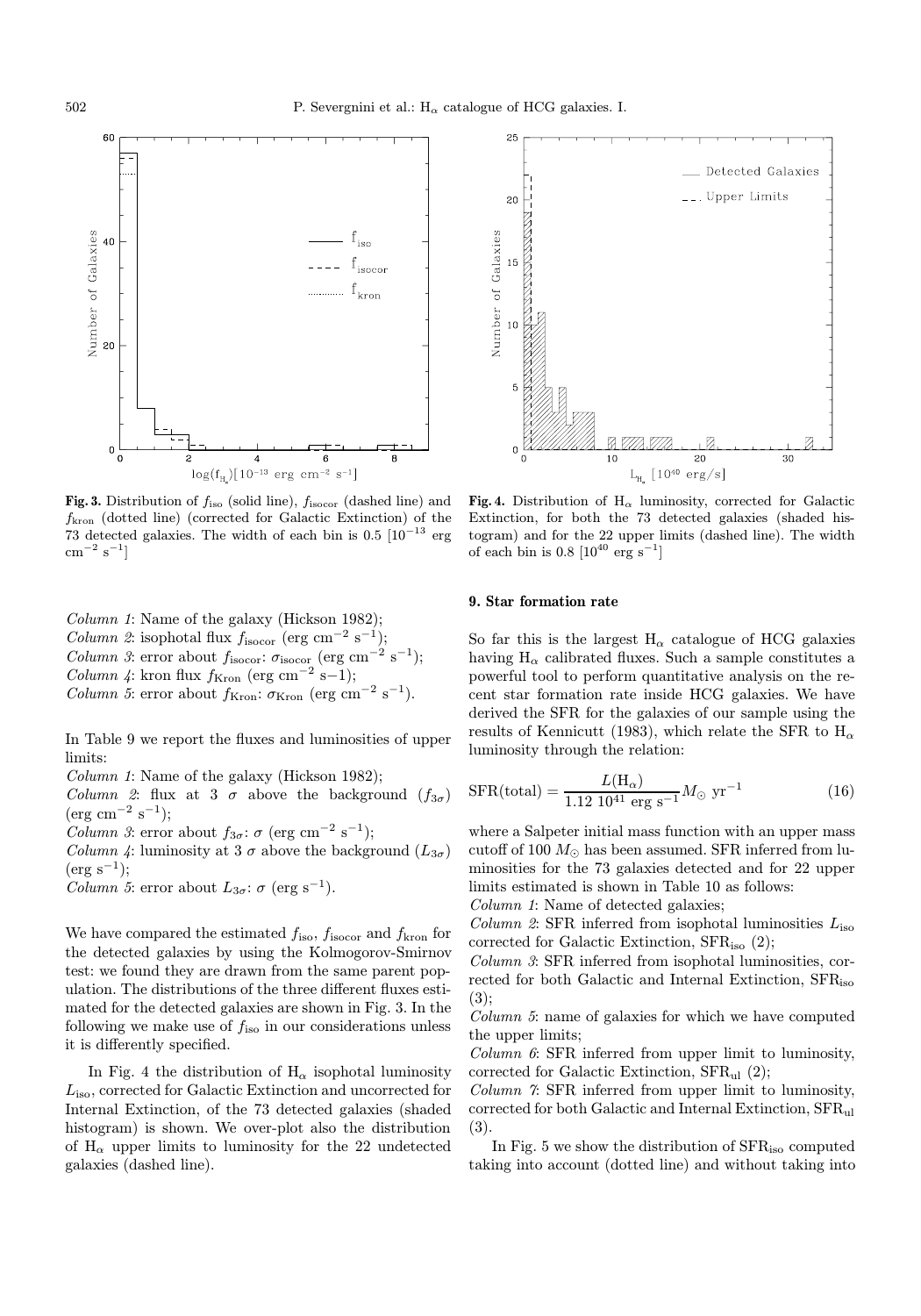**Fig. 3.** Distribution of $f_{\rm iso}$ (solid line), $f_{\rm isocor}$ (dashed line) and $f_{\rm kron}$ (dotted line) (corrected for Galactic Extinction) of the 73 detected galaxies. The width of each bin is 0.5 [$10^{-13}$ erg cm$^{-2}$ s$^{-1}$]

**Fig. 4.** Distribution of $H_{\alpha}$ luminosity, corrected for Galactic Extinction, for both the 73 detected galaxies (shaded histogram) and for the 22 upper limits (dashed line). The width of each bin is 0.8 [$10^{40}$ erg s$^{-1}$]

*Column 1*: Name of the galaxy (Hickson 1982);
*Column 2*: isophotal flux $f_{\rm isocor}$ (erg cm$^{-2}$ s$^{-1}$);
*Column 3*: error about $f_{\rm isocor}$: $\sigma_{\rm isocor}$ (erg cm$^{-2}$ s$^{-1}$);
*Column 4*: kron flux $f_{\rm Kron}$ (erg cm$^{-2}$ s−1);
*Column 5*: error about $f_{\rm Kron}$: $\sigma_{\rm Kron}$ (erg cm$^{-2}$ s$^{-1}$).

In Table 9 we report the fluxes and luminosities of upper limits:
*Column 1*: Name of the galaxy (Hickson 1982);
*Column 2*: flux at 3 $\sigma$ above the background ($f_{3\sigma}$) (erg cm$^{-2}$ s$^{-1}$);
*Column 3*: error about $f_{3\sigma}$: $\sigma$ (erg cm$^{-2}$ s$^{-1}$);
*Column 4*: luminosity at 3 $\sigma$ above the background ($L_{3\sigma}$) (erg s$^{-1}$);
*Column 5*: error about $L_{3\sigma}$: $\sigma$ (erg s$^{-1}$).

We have compared the estimated $f_{\rm iso}$, $f_{\rm isocor}$ and $f_{\rm kron}$ for the detected galaxies by using the Kolmogorov-Smirnov test: we found they are drawn from the same parent population. The distributions of the three different fluxes estimated for the detected galaxies are shown in Fig. 3. In the following we make use of $f_{\rm iso}$ in our considerations unless it is differently specified.

In Fig. 4 the distribution of $H_{\alpha}$ isophotal luminosity $L_{\rm iso}$, corrected for Galactic Extinction and uncorrected for Internal Extinction, of the 73 detected galaxies (shaded histogram) is shown. We over-plot also the distribution of $H_{\alpha}$ upper limits to luminosity for the 22 undetected galaxies (dashed line).

## 9. Star formation rate

So far this is the largest $H_{\alpha}$ catalogue of HCG galaxies having $H_{\alpha}$ calibrated fluxes. Such a sample constitutes a powerful tool to perform quantitative analysis on the recent star formation rate inside HCG galaxies. We have derived the SFR for the galaxies of our sample using the results of Kennicutt (1983), which relate the SFR to $H_{\alpha}$ luminosity through the relation:

$$\mathrm{SFR(total)} = \frac{L(\mathrm{H}_{\alpha})}{1.12\ 10^{41}\ \mathrm{erg\ s}^{-1}} M_{\odot}\ \mathrm{yr}^{-1} \tag{16}$$

where a Salpeter initial mass function with an upper mass cutoff of 100 $M_{\odot}$ has been assumed. SFR inferred from luminosities for the 73 galaxies detected and for 22 upper limits estimated is shown in Table 10 as follows:
*Column 1*: Name of detected galaxies;
*Column 2*: SFR inferred from isophotal luminosities $L_{\rm iso}$ corrected for Galactic Extinction, $\mathrm{SFR_{iso}}$ (2);
*Column 3*: SFR inferred from isophotal luminosities, corrected for both Galactic and Internal Extinction, $\mathrm{SFR_{iso}}$ (3);
*Column 5*: name of galaxies for which we have computed the upper limits;
*Column 6*: SFR inferred from upper limit to luminosity, corrected for Galactic Extinction, $\mathrm{SFR_{ul}}$ (2);
*Column 7*: SFR inferred from upper limit to luminosity, corrected for both Galactic and Internal Extinction, $\mathrm{SFR_{ul}}$ (3).

In Fig. 5 we show the distribution of $\mathrm{SFR_{iso}}$ computed taking into account (dotted line) and without taking into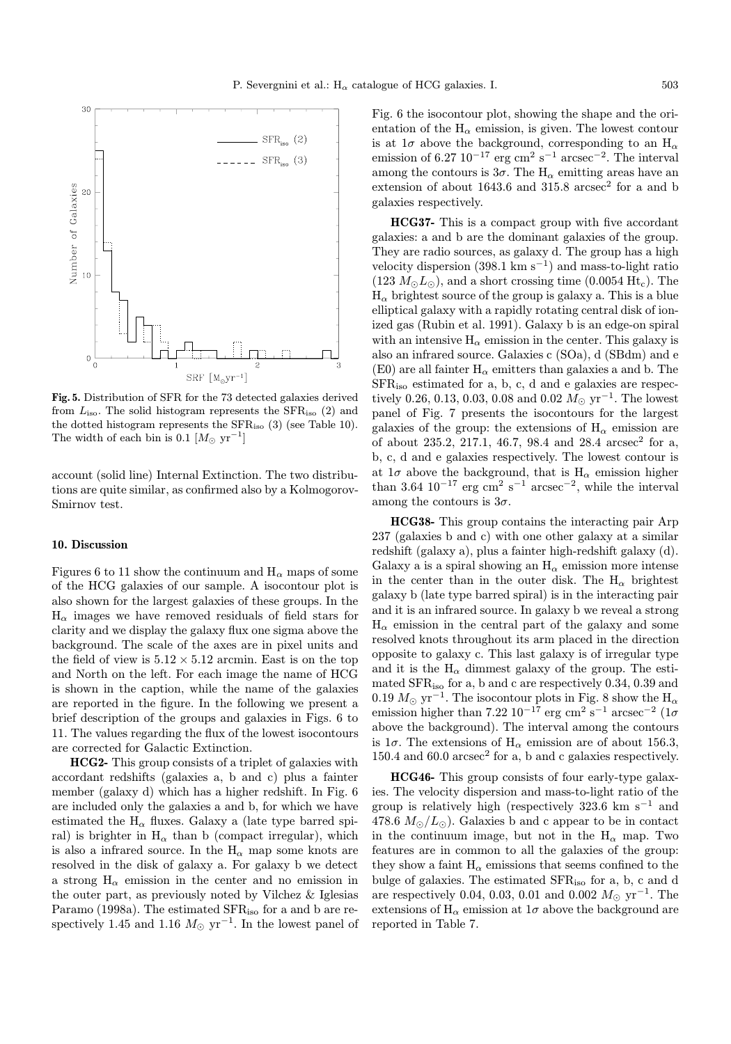**Fig. 5.** Distribution of SFR for the 73 detected galaxies derived from $L_{\rm iso}$. The solid histogram represents the $\rm SFR_{iso}$ (2) and the dotted histogram represents the $\rm SFR_{iso}$ (3) (see Table 10). The width of each bin is 0.1 $[M_{\odot}\ \rm yr^{-1}]$

account (solid line) Internal Extinction. The two distributions are quite similar, as confirmed also by a Kolmogorov-Smirnov test.

## 10. Discussion

Figures 6 to 11 show the continuum and $\rm H_{\alpha}$ maps of some of the HCG galaxies of our sample. A isocontour plot is also shown for the largest galaxies of these groups. In the $\rm H_{\alpha}$ images we have removed residuals of field stars for clarity and we display the galaxy flux one sigma above the background. The scale of the axes are in pixel units and the field of view is $5.12 \times 5.12$ arcmin. East is on the top and North on the left. For each image the name of HCG is shown in the caption, while the name of the galaxies are reported in the figure. In the following we present a brief description of the groups and galaxies in Figs. 6 to 11. The values regarding the flux of the lowest isocontours are corrected for Galactic Extinction.

**HCG2-** This group consists of a triplet of galaxies with accordant redshifts (galaxies a, b and c) plus a fainter member (galaxy d) which has a higher redshift. In Fig. 6 are included only the galaxies a and b, for which we have estimated the $\rm H_{\alpha}$ fluxes. Galaxy a (late type barred spiral) is brighter in $\rm H_{\alpha}$ than b (compact irregular), which is also a infrared source. In the $\rm H_{\alpha}$ map some knots are resolved in the disk of galaxy a. For galaxy b we detect a strong $\rm H_{\alpha}$ emission in the center and no emission in the outer part, as previously noted by Vilchez & Iglesias Paramo (1998a). The estimated $\rm SFR_{iso}$ for a and b are respectively 1.45 and 1.16 $M_{\odot}\ \rm yr^{-1}$. In the lowest panel of Fig. 6 the isocontour plot, showing the shape and the orientation of the $\rm H_{\alpha}$ emission, is given. The lowest contour is at $1\sigma$ above the background, corresponding to an $\rm H_{\alpha}$ emission of $6.27\ 10^{-17}$ erg cm$^{2}$ s$^{-1}$ arcsec$^{-2}$. The interval among the contours is $3\sigma$. The $\rm H_{\alpha}$ emitting areas have an extension of about 1643.6 and 315.8 arcsec$^{2}$ for a and b galaxies respectively.

**HCG37-** This is a compact group with five accordant galaxies: a and b are the dominant galaxies of the group. They are radio sources, as galaxy d. The group has a high velocity dispersion (398.1 km s$^{-1}$) and mass-to-light ratio (123 $M_{\odot} L_{\odot}$), and a short crossing time (0.0054 $\rm Ht_{c}$). The $\rm H_{\alpha}$ brightest source of the group is galaxy a. This is a blue elliptical galaxy with a rapidly rotating central disk of ionized gas (Rubin et al. 1991). Galaxy b is an edge-on spiral with an intensive $\rm H_{\alpha}$ emission in the center. This galaxy is also an infrared source. Galaxies c (SOa), d (SBdm) and e (E0) are all fainter $\rm H_{\alpha}$ emitters than galaxies a and b. The $\rm SFR_{iso}$ estimated for a, b, c, d and e galaxies are respectively 0.26, 0.13, 0.03, 0.08 and 0.02 $M_{\odot}\ \rm yr^{-1}$. The lowest panel of Fig. 7 presents the isocontours for the largest galaxies of the group: the extensions of $\rm H_{\alpha}$ emission are of about 235.2, 217.1, 46.7, 98.4 and 28.4 arcsec$^{2}$ for a, b, c, d and e galaxies respectively. The lowest contour is at $1\sigma$ above the background, that is $\rm H_{\alpha}$ emission higher than $3.64\ 10^{-17}$ erg cm$^{2}$ s$^{-1}$ arcsec$^{-2}$, while the interval among the contours is $3\sigma$.

**HCG38-** This group contains the interacting pair Arp 237 (galaxies b and c) with one other galaxy at a similar redshift (galaxy a), plus a fainter high-redshift galaxy (d). Galaxy a is a spiral showing an $\rm H_{\alpha}$ emission more intense in the center than in the outer disk. The $\rm H_{\alpha}$ brightest galaxy b (late type barred spiral) is in the interacting pair and it is an infrared source. In galaxy b we reveal a strong $\rm H_{\alpha}$ emission in the central part of the galaxy and some resolved knots throughout its arm placed in the direction opposite to galaxy c. This last galaxy is of irregular type and it is the $\rm H_{\alpha}$ dimmest galaxy of the group. The estimated $\rm SFR_{iso}$ for a, b and c are respectively 0.34, 0.39 and 0.19 $M_{\odot}\ \rm yr^{-1}$. The isocontour plots in Fig. 8 show the $\rm H_{\alpha}$ emission higher than $7.22\ 10^{-17}$ erg cm$^{2}$ s$^{-1}$ arcsec$^{-2}$ ($1\sigma$ above the background). The interval among the contours is $1\sigma$. The extensions of $\rm H_{\alpha}$ emission are of about 156.3, 150.4 and 60.0 arcsec$^{2}$ for a, b and c galaxies respectively.

**HCG46-** This group consists of four early-type galaxies. The velocity dispersion and mass-to-light ratio of the group is relatively high (respectively 323.6 km s$^{-1}$ and 478.6 $M_{\odot}/L_{\odot}$). Galaxies b and c appear to be in contact in the continuum image, but not in the $\rm H_{\alpha}$ map. Two features are in common to all the galaxies of the group: they show a faint $\rm H_{\alpha}$ emissions that seems confined to the bulge of galaxies. The estimated $\rm SFR_{iso}$ for a, b, c and d are respectively 0.04, 0.03, 0.01 and 0.002 $M_{\odot}\ \rm yr^{-1}$. The extensions of $\rm H_{\alpha}$ emission at $1\sigma$ above the background are reported in Table 7.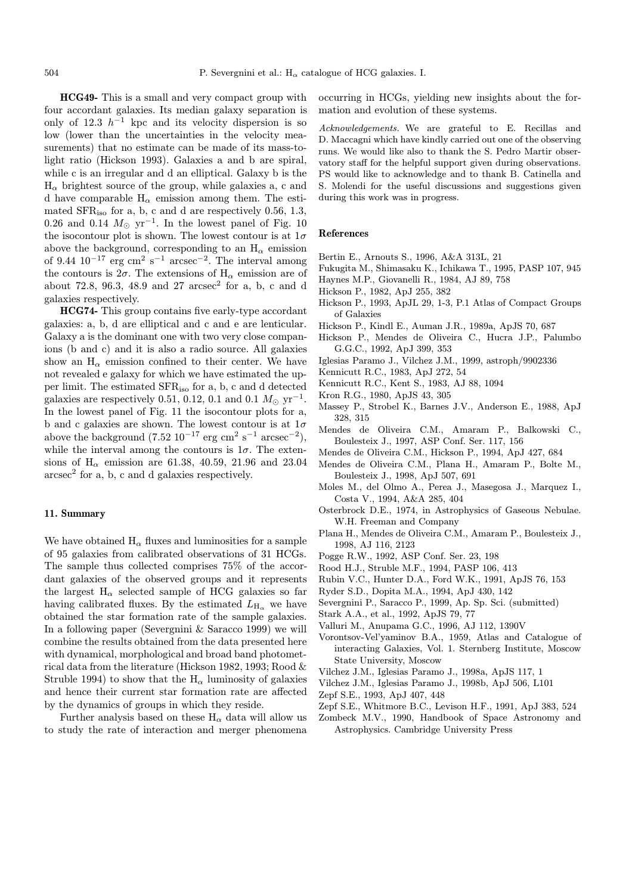**HCG49-** This is a small and very compact group with four accordant galaxies. Its median galaxy separation is only of 12.3 $h^{-1}$ kpc and its velocity dispersion is so low (lower than the uncertainties in the velocity measurements) that no estimate can be made of its mass-to-light ratio (Hickson 1993). Galaxies a and b are spiral, while c is an irregular and d an elliptical. Galaxy b is the $H_\alpha$ brightest source of the group, while galaxies a, c and d have comparable $H_\alpha$ emission among them. The estimated $SFR_{iso}$ for a, b, c and d are respectively 0.56, 1.3, 0.26 and 0.14 $M_\odot$ yr$^{-1}$. In the lowest panel of Fig. 10 the isocontour plot is shown. The lowest contour is at $1\sigma$ above the background, corresponding to an $H_\alpha$ emission of 9.44 $10^{-17}$ erg cm$^2$ s$^{-1}$ arcsec$^{-2}$. The interval among the contours is $2\sigma$. The extensions of $H_\alpha$ emission are of about 72.8, 96.3, 48.9 and 27 arcsec$^2$ for a, b, c and d galaxies respectively.

**HCG74-** This group contains five early-type accordant galaxies: a, b, d are elliptical and c and e are lenticular. Galaxy a is the dominant one with two very close companions (b and c) and it is also a radio source. All galaxies show an $H_\alpha$ emission confined to their center. We have not revealed e galaxy for which we have estimated the upper limit. The estimated $SFR_{iso}$ for a, b, c and d detected galaxies are respectively 0.51, 0.12, 0.1 and 0.1 $M_\odot$ yr$^{-1}$. In the lowest panel of Fig. 11 the isocontour plots for a, b and c galaxies are shown. The lowest contour is at $1\sigma$ above the background (7.52 $10^{-17}$ erg cm$^2$ s$^{-1}$ arcsec$^{-2}$), while the interval among the contours is $1\sigma$. The extensions of $H_\alpha$ emission are 61.38, 40.59, 21.96 and 23.04 arcsec$^2$ for a, b, c and d galaxies respectively.

## 11. Summary

We have obtained $H_\alpha$ fluxes and luminosities for a sample of 95 galaxies from calibrated observations of 31 HCGs. The sample thus collected comprises 75% of the accordant galaxies of the observed groups and it represents the largest $H_\alpha$ selected sample of HCG galaxies so far having calibrated fluxes. By the estimated $L_{H_\alpha}$ we have obtained the star formation rate of the sample galaxies. In a following paper (Severgnini & Saracco 1999) we will combine the results obtained from the data presented here with dynamical, morphological and broad band photometrical data from the literature (Hickson 1982, 1993; Rood & Struble 1994) to show that the $H_\alpha$ luminosity of galaxies and hence their current star formation rate are affected by the dynamics of groups in which they reside.

Further analysis based on these $H_\alpha$ data will allow us to study the rate of interaction and merger phenomena occurring in HCGs, yielding new insights about the formation and evolution of these systems.

*Acknowledgements.* We are grateful to E. Recillas and D. Maccagni which have kindly carried out one of the observing runs. We would like also to thank the S. Pedro Martir observatory staff for the helpful support given during observations. PS would like to acknowledge and to thank B. Catinella and S. Molendi for the useful discussions and suggestions given during this work was in progress.

## References

- Bertin E., Arnouts S., 1996, A&A 313L, 21
- Fukugita M., Shimasaku K., Ichikawa T., 1995, PASP 107, 945
- Haynes M.P., Giovanelli R., 1984, AJ 89, 758
- Hickson P., 1982, ApJ 255, 382
- Hickson P., 1993, ApJL 29, 1-3, P.1 Atlas of Compact Groups of Galaxies
- Hickson P., Kindl E., Auman J.R., 1989a, ApJS 70, 687
- Hickson P., Mendes de Oliveira C., Hucra J.P., Palumbo G.G.C., 1992, ApJ 399, 353
- Iglesias Paramo J., Vilchez J.M., 1999, astroph/9902336
- Kennicutt R.C., 1983, ApJ 272, 54
- Kennicutt R.C., Kent S., 1983, AJ 88, 1094
- Kron R.G., 1980, ApJS 43, 305
- Massey P., Strobel K., Barnes J.V., Anderson E., 1988, ApJ 328, 315
- Mendes de Oliveira C.M., Amaram P., Balkowski C., Boulesteix J., 1997, ASP Conf. Ser. 117, 156
- Mendes de Oliveira C.M., Hickson P., 1994, ApJ 427, 684
- Mendes de Oliveira C.M., Plana H., Amaram P., Bolte M., Boulesteix J., 1998, ApJ 507, 691
- Moles M., del Olmo A., Perea J., Masegosa J., Marquez I., Costa V., 1994, A&A 285, 404
- Osterbrock D.E., 1974, in Astrophysics of Gaseous Nebulae. W.H. Freeman and Company
- Plana H., Mendes de Oliveira C.M., Amaram P., Boulesteix J., 1998, AJ 116, 2123
- Pogge R.W., 1992, ASP Conf. Ser. 23, 198
- Rood H.J., Struble M.F., 1994, PASP 106, 413
- Rubin V.C., Hunter D.A., Ford W.K., 1991, ApJS 76, 153
- Ryder S.D., Dopita M.A., 1994, ApJ 430, 142
- Severgnini P., Saracco P., 1999, Ap. Sp. Sci. (submitted)
- Stark A.A., et al., 1992, ApJS 79, 77
- Valluri M., Anupama G.C., 1996, AJ 112, 1390V
- Vorontsov-Vel'yaminov B.A., 1959, Atlas and Catalogue of interacting Galaxies, Vol. 1. Sternberg Institute, Moscow State University, Moscow
- Vilchez J.M., Iglesias Paramo J., 1998a, ApJS 117, 1
- Vilchez J.M., Iglesias Paramo J., 1998b, ApJ 506, L101
- Zepf S.E., 1993, ApJ 407, 448
- Zepf S.E., Whitmore B.C., Levison H.F., 1991, ApJ 383, 524
- Zombeck M.V., 1990, Handbook of Space Astronomy and Astrophysics. Cambridge University Press